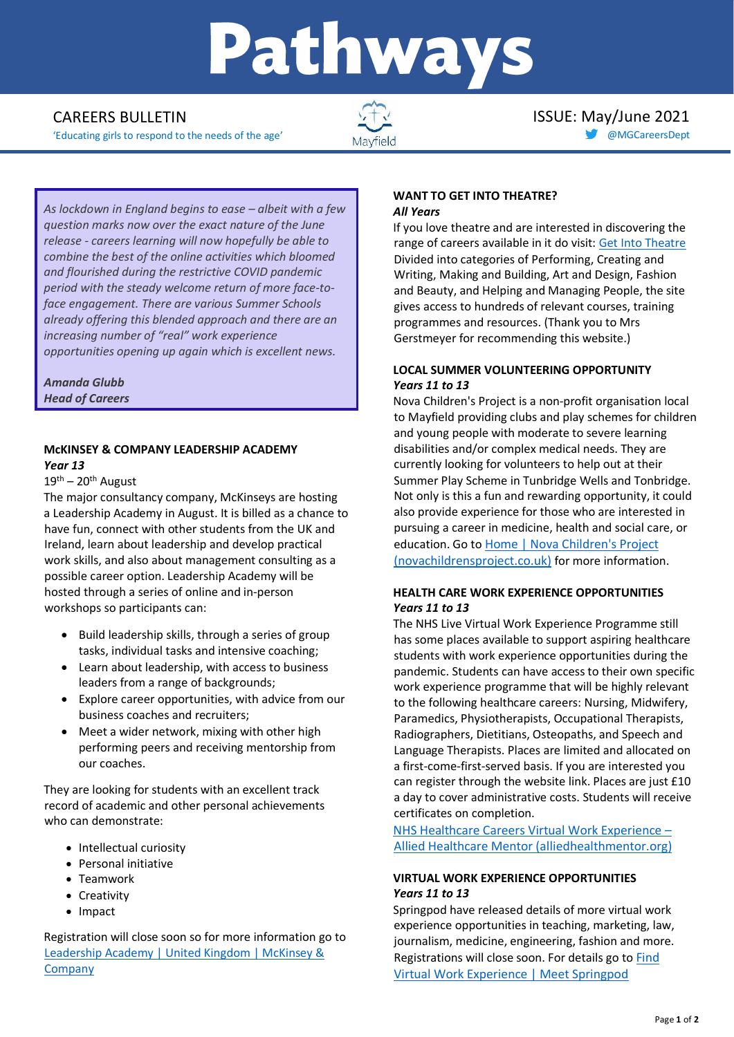# Pathways

CAREERS BULLETIN

'Educating girls to respond to the needs of the age'

Mayfield

ISSUE: May/June 2021

@MGCareersDept

*As lockdown in England begins to ease – albeit with a few question marks now over the exact nature of the June release - careers learning will now hopefully be able to combine the best of the online activities which bloomed and flourished during the restrictive COVID pandemic period with the steady welcome return of more face-to-face engagement. There are various Summer Schools already offering this blended approach and there are an increasing number of "real" work experience opportunities opening up again which is excellent news.*

***Amanda Glubb***
***Head of Careers***

## McKINSEY & COMPANY LEADERSHIP ACADEMY

***Year 13***

19th – 20th August

The major consultancy company, McKinseys are hosting a Leadership Academy in August. It is billed as a chance to have fun, connect with other students from the UK and Ireland, learn about leadership and develop practical work skills, and also about management consulting as a possible career option. Leadership Academy will be hosted through a series of online and in-person workshops so participants can:

- Build leadership skills, through a series of group tasks, individual tasks and intensive coaching;
- Learn about leadership, with access to business leaders from a range of backgrounds;
- Explore career opportunities, with advice from our business coaches and recruiters;
- Meet a wider network, mixing with other high performing peers and receiving mentorship from our coaches.

They are looking for students with an excellent track record of academic and other personal achievements who can demonstrate:

- Intellectual curiosity
- Personal initiative
- Teamwork
- Creativity
- Impact

Registration will close soon so for more information go to Leadership Academy | United Kingdom | McKinsey & Company

## WANT TO GET INTO THEATRE?

***All Years***

If you love theatre and are interested in discovering the range of careers available in it do visit: Get Into Theatre Divided into categories of Performing, Creating and Writing, Making and Building, Art and Design, Fashion and Beauty, and Helping and Managing People, the site gives access to hundreds of relevant courses, training programmes and resources. (Thank you to Mrs Gerstmeyer for recommending this website.)

## LOCAL SUMMER VOLUNTEERING OPPORTUNITY

***Years 11 to 13***

Nova Children's Project is a non-profit organisation local to Mayfield providing clubs and play schemes for children and young people with moderate to severe learning disabilities and/or complex medical needs. They are currently looking for volunteers to help out at their Summer Play Scheme in Tunbridge Wells and Tonbridge. Not only is this a fun and rewarding opportunity, it could also provide experience for those who are interested in pursuing a career in medicine, health and social care, or education. Go to Home | Nova Children's Project (novachildrensproject.co.uk) for more information.

## HEALTH CARE WORK EXPERIENCE OPPORTUNITIES

***Years 11 to 13***

The NHS Live Virtual Work Experience Programme still has some places available to support aspiring healthcare students with work experience opportunities during the pandemic. Students can have access to their own specific work experience programme that will be highly relevant to the following healthcare careers: Nursing, Midwifery, Paramedics, Physiotherapists, Occupational Therapists, Radiographers, Dietitians, Osteopaths, and Speech and Language Therapists. Places are limited and allocated on a first-come-first-served basis. If you are interested you can register through the website link. Places are just £10 a day to cover administrative costs. Students will receive certificates on completion.

NHS Healthcare Careers Virtual Work Experience – Allied Healthcare Mentor (alliedhealthmentor.org)

## VIRTUAL WORK EXPERIENCE OPPORTUNITIES

***Years 11 to 13***

Springpod have released details of more virtual work experience opportunities in teaching, marketing, law, journalism, medicine, engineering, fashion and more. Registrations will close soon. For details go to Find Virtual Work Experience | Meet Springpod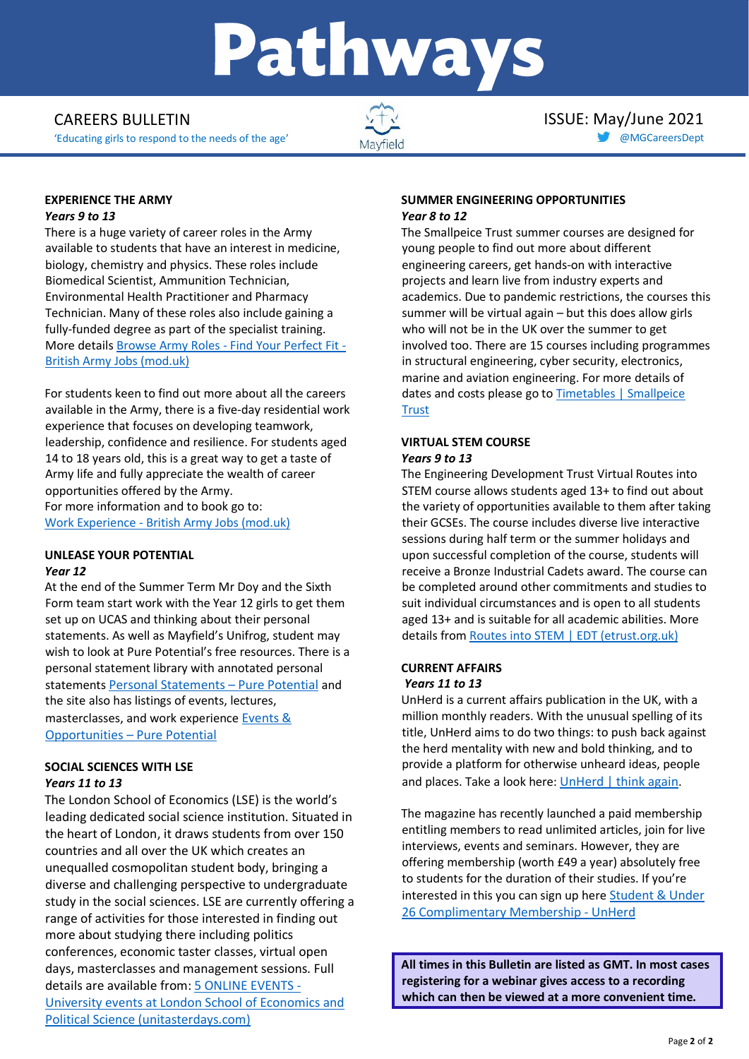# Pathways

CAREERS BULLETIN

'Educating girls to respond to the needs of the age'

ISSUE: May/June 2021

@MGCareersDept

### EXPERIENCE THE ARMY

***Years 9 to 13***

There is a huge variety of career roles in the Army available to students that have an interest in medicine, biology, chemistry and physics. These roles include Biomedical Scientist, Ammunition Technician, Environmental Health Practitioner and Pharmacy Technician. Many of these roles also include gaining a fully-funded degree as part of the specialist training. More details Browse Army Roles - Find Your Perfect Fit - British Army Jobs (mod.uk)

For students keen to find out more about all the careers available in the Army, there is a five-day residential work experience that focuses on developing teamwork, leadership, confidence and resilience. For students aged 14 to 18 years old, this is a great way to get a taste of Army life and fully appreciate the wealth of career opportunities offered by the Army.
For more information and to book go to:
Work Experience - British Army Jobs (mod.uk)

### UNLEASE YOUR POTENTIAL

***Year 12***

At the end of the Summer Term Mr Doy and the Sixth Form team start work with the Year 12 girls to get them set up on UCAS and thinking about their personal statements. As well as Mayfield's Unifrog, student may wish to look at Pure Potential's free resources. There is a personal statement library with annotated personal statements Personal Statements – Pure Potential and the site also has listings of events, lectures, masterclasses, and work experience Events & Opportunities – Pure Potential

### SOCIAL SCIENCES WITH LSE

***Years 11 to 13***

The London School of Economics (LSE) is the world's leading dedicated social science institution. Situated in the heart of London, it draws students from over 150 countries and all over the UK which creates an unequalled cosmopolitan student body, bringing a diverse and challenging perspective to undergraduate study in the social sciences. LSE are currently offering a range of activities for those interested in finding out more about studying there including politics conferences, economic taster classes, virtual open days, masterclasses and management sessions. Full details are available from: 5 ONLINE EVENTS - University events at London School of Economics and Political Science (unitasterdays.com)

### SUMMER ENGINEERING OPPORTUNITIES

***Year 8 to 12***

The Smallpeice Trust summer courses are designed for young people to find out more about different engineering careers, get hands-on with interactive projects and learn live from industry experts and academics. Due to pandemic restrictions, the courses this summer will be virtual again – but this does allow girls who will not be in the UK over the summer to get involved too. There are 15 courses including programmes in structural engineering, cyber security, electronics, marine and aviation engineering. For more details of dates and costs please go to Timetables | Smallpeice Trust

### VIRTUAL STEM COURSE

***Years 9 to 13***

The Engineering Development Trust Virtual Routes into STEM course allows students aged 13+ to find out about the variety of opportunities available to them after taking their GCSEs. The course includes diverse live interactive sessions during half term or the summer holidays and upon successful completion of the course, students will receive a Bronze Industrial Cadets award. The course can be completed around other commitments and studies to suit individual circumstances and is open to all students aged 13+ and is suitable for all academic abilities. More details from Routes into STEM | EDT (etrust.org.uk)

### CURRENT AFFAIRS

***Years 11 to 13***

UnHerd is a current affairs publication in the UK, with a million monthly readers. With the unusual spelling of its title, UnHerd aims to do two things: to push back against the herd mentality with new and bold thinking, and to provide a platform for otherwise unheard ideas, people and places. Take a look here: UnHerd | think again.

The magazine has recently launched a paid membership entitling members to read unlimited articles, join for live interviews, events and seminars. However, they are offering membership (worth £49 a year) absolutely free to students for the duration of their studies. If you're interested in this you can sign up here Student & Under 26 Complimentary Membership - UnHerd

**All times in this Bulletin are listed as GMT. In most cases registering for a webinar gives access to a recording which can then be viewed at a more convenient time.**